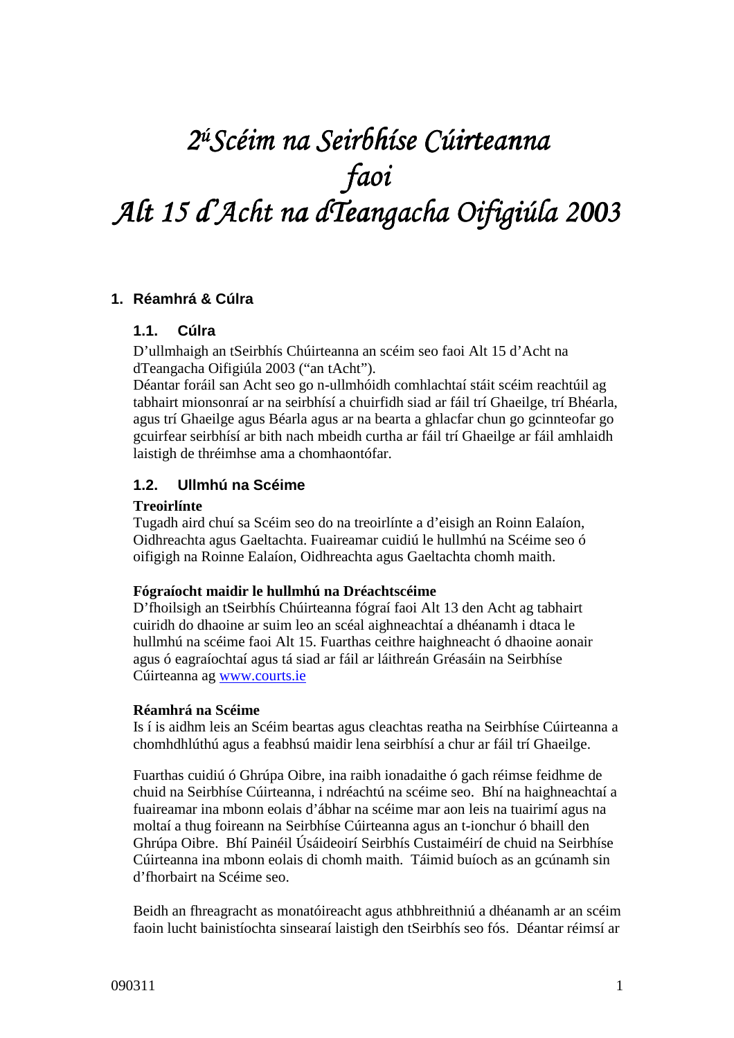# 2ú Scéim na Seirbhíse Cúirteanna faoi Alt 15 d'Acht na dTeangacha Oifigiúla 2003

## 1. Réamhrá & Cúlra

### 1.1. Cúlra

D'ullmhaigh an tSeirbhís Chúirteanna an scéim seo faoi Alt 15 d'Acht na dTeangacha Oifigiúla 2003 ("an tAcht").
Déantar foráil san Acht seo go n-ullmhóidh comhlachtaí stáit scéim reachtúil ag tabhairt mionsonraí ar na seirbhísí a chuirfidh siad ar fáil trí Ghaeilge, trí Bhéarla, agus trí Ghaeilge agus Béarla agus ar na bearta a ghlacfar chun go gcinnteofar go gcuirfear seirbhísí ar bith nach mbeidh curtha ar fáil trí Ghaeilge ar fáil amhlaidh laistigh de thréimhse ama a chomhaontófar.

### 1.2. Ullmhú na Scéime

**Treoirlínte**
Tugadh aird chuí sa Scéim seo do na treoirlínte a d'eisigh an Roinn Ealaíon, Oidhreachta agus Gaeltachta. Fuaireamar cuidiú le hullmhú na Scéime seo ó oifigigh na Roinne Ealaíon, Oidhreachta agus Gaeltachta chomh maith.

**Fógraíocht maidir le hullmhú na Dréachtscéime**
D'fhoilsigh an tSeirbhís Chúirteanna fógraí faoi Alt 13 den Acht ag tabhairt cuiridh do dhaoine ar suim leo an scéal aighneachtaí a dhéanamh i dtaca le hullmhú na scéime faoi Alt 15. Fuarthas ceithre haighneacht ó dhaoine aonair agus ó eagraíochtaí agus tá siad ar fáil ar láithreán Gréasáin na Seirbhíse Cúirteanna ag www.courts.ie

**Réamhrá na Scéime**
Is í is aidhm leis an Scéim beartas agus cleachtas reatha na Seirbhíse Cúirteanna a chomhdhlúthú agus a feabhsú maidir lena seirbhísí a chur ar fáil trí Ghaeilge.

Fuarthas cuidiú ó Ghrúpa Oibre, ina raibh ionadaithe ó gach réimse feidhme de chuid na Seirbhíse Cúirteanna, i ndréachtú na scéime seo. Bhí na haighneachtaí a fuaireamar ina mbonn eolais d'ábhar na scéime mar aon leis na tuairimí agus na moltaí a thug foireann na Seirbhíse Cúirteanna agus an t-ionchur ó bhaill den Ghrúpa Oibre. Bhí Painéil Úsáideoirí Seirbhís Custaiméirí de chuid na Seirbhíse Cúirteanna ina mbonn eolais di chomh maith. Táimid buíoch as an gcúnamh sin d'fhorbairt na Scéime seo.

Beidh an fhreagracht as monatóireacht agus athbhreithniú a dhéanamh ar an scéim faoin lucht bainistíochta sinsearaí laistigh den tSeirbhís seo fós. Déantar réimsí ar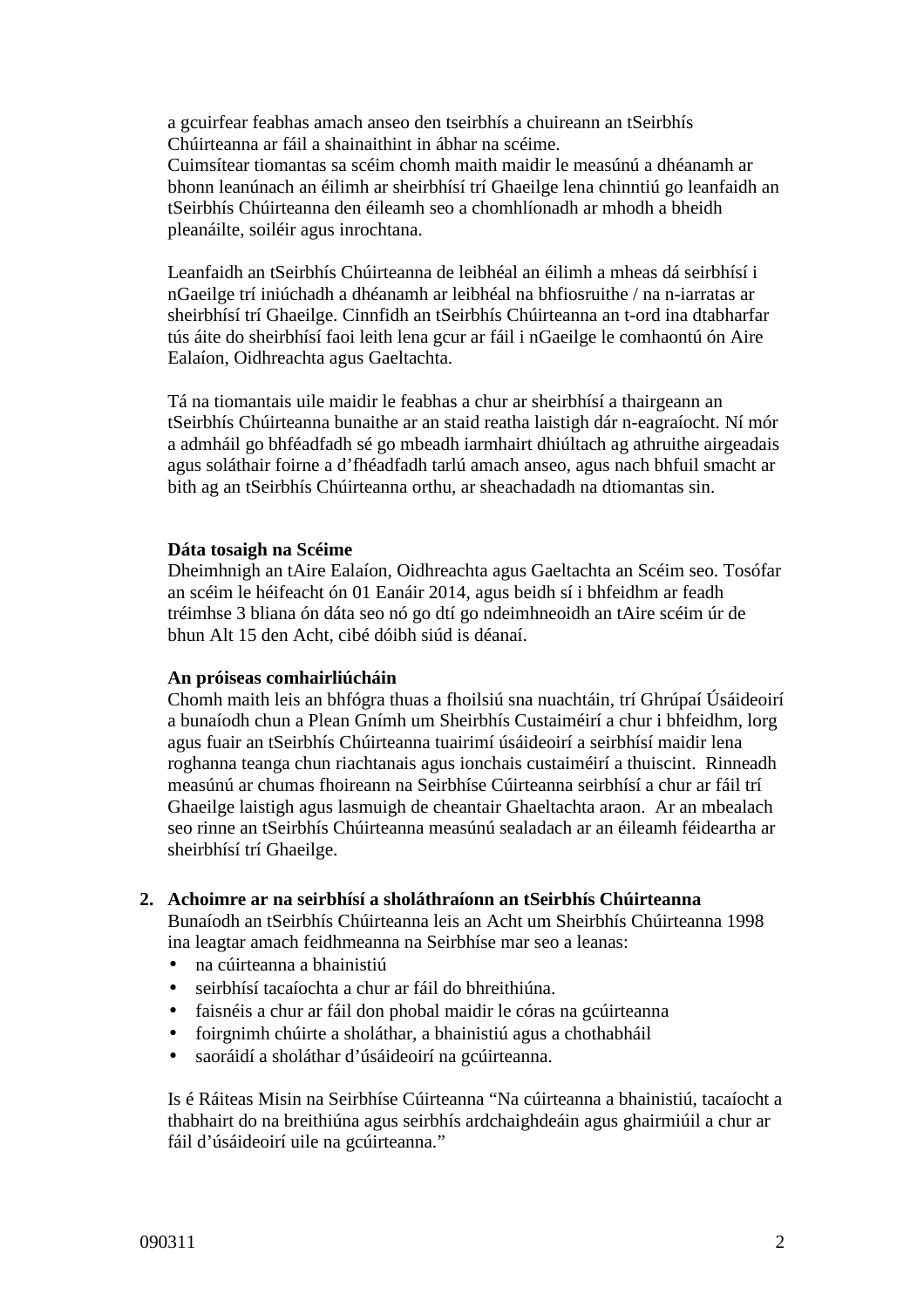a gcuirfear feabhas amach anseo den tseirbhís a chuireann an tSeirbhís Chúirteanna ar fáil a shainaithint in ábhar na scéime.
Cuimsítear tiomantas sa scéim chomh maith maidir le measúnú a dhéanamh ar bhonn leanúnach an éilimh ar sheirbhísí trí Ghaeilge lena chinntiú go leanfaidh an tSeirbhís Chúirteanna den éileamh seo a chomhlíonadh ar mhodh a bheidh pleanáilte, soiléir agus inrochtana.

Leanfaidh an tSeirbhís Chúirteanna de leibhéal an éilimh a mheas dá seirbhísí i nGaeilge trí iniúchadh a dhéanamh ar leibhéal na bhfiosruithe / na n-iarratas ar sheirbhísí trí Ghaeilge. Cinnfidh an tSeirbhís Chúirteanna an t-ord ina dtabharfar tús áite do sheirbhísí faoi leith lena gcur ar fáil i nGaeilge le comhaontú ón Aire Ealaíon, Oidhreachta agus Gaeltachta.

Tá na tiomantais uile maidir le feabhas a chur ar sheirbhísí a thairgeann an tSeirbhís Chúirteanna bunaithe ar an staid reatha laistigh dár n-eagraíocht. Ní mór a admháil go bhféadfadh sé go mbeadh iarmhairt dhiúltach ag athruithe airgeadais agus soláthair foirne a d'fhéadfadh tarlú amach anseo, agus nach bhfuil smacht ar bith ag an tSeirbhís Chúirteanna orthu, ar sheachadadh na dtiomantas sin.

**Dáta tosaigh na Scéime**
Dheimhnigh an tAire Ealaíon, Oidhreachta agus Gaeltachta an Scéim seo. Tosófar an scéim le héifeacht ón 01 Eanáir 2014, agus beidh sí i bhfeidhm ar feadh tréimhse 3 bliana ón dáta seo nó go dtí go ndeimhneoidh an tAire scéim úr de bhun Alt 15 den Acht, cibé dóibh siúd is déanaí.

**An próiseas comhairliúcháin**
Chomh maith leis an bhfógra thuas a fhoilsiú sna nuachtáin, trí Ghrúpaí Úsáideoirí a bunaíodh chun a Plean Gnímh um Sheirbhís Custaiméirí a chur i bhfeidhm, lorg agus fuair an tSeirbhís Chúirteanna tuairimí úsáideoirí a seirbhísí maidir lena roghanna teanga chun riachtanais agus ionchais custaiméirí a thuiscint. Rinneadh measúnú ar chumas fhoireann na Seirbhíse Cúirteanna seirbhísí a chur ar fáil trí Ghaeilge laistigh agus lasmuigh de cheantair Ghaeltachta araon. Ar an mbealach seo rinne an tSeirbhís Chúirteanna measúnú sealadach ar an éileamh féideartha ar sheirbhísí trí Ghaeilge.

## 2. Achoimre ar na seirbhísí a sholáthraíonn an tSeirbhís Chúirteanna

Bunaíodh an tSeirbhís Chúirteanna leis an Acht um Sheirbhís Chúirteanna 1998 ina leagtar amach feidhmeanna na Seirbhíse mar seo a leanas:

- na cúirteanna a bhainistiú
- seirbhísí tacaíochta a chur ar fáil do bhreithiúna.
- faisnéis a chur ar fáil don phobal maidir le córas na gcúirteanna
- foirgnimh chúirte a sholáthar, a bhainistiú agus a chothabháil
- saoráidí a sholáthar d'úsáideoirí na gcúirteanna.

Is é Ráiteas Misin na Seirbhíse Cúirteanna "Na cúirteanna a bhainistiú, tacaíocht a thabhairt do na breithiúna agus seirbhís ardchaighdeáin agus ghairmiúil a chur ar fáil d'úsáideoirí uile na gcúirteanna."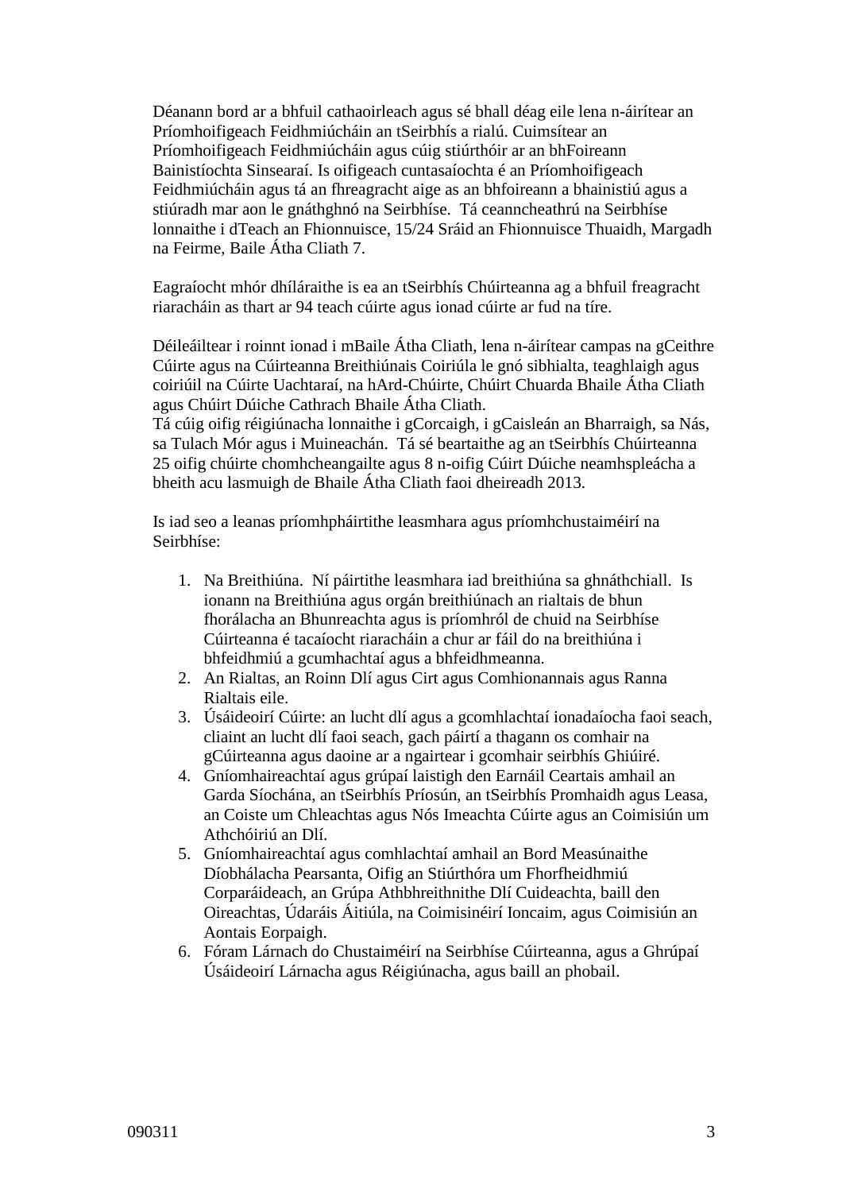Déanann bord ar a bhfuil cathaoirleach agus sé bhall déag eile lena n-áirítear an Príomhoifigeach Feidhmiúcháin an tSeirbhís a rialú. Cuimsítear an Príomhoifigeach Feidhmiúcháin agus cúig stiúrthóir ar an bhFoireann Bainistíochta Sinsearaí. Is oifigeach cuntasaíochta é an Príomhoifigeach Feidhmiúcháin agus tá an fhreagracht aige as an bhfoireann a bhainistiú agus a stiúradh mar aon le gnáthghnó na Seirbhíse. Tá ceanncheathrú na Seirbhíse lonnaithe i dTeach an Fhionnuisce, 15/24 Sráid an Fhionnuisce Thuaidh, Margadh na Feirme, Baile Átha Cliath 7.

Eagraíocht mhór dhíláraithe is ea an tSeirbhís Chúirteanna ag a bhfuil freagracht riaracháin as thart ar 94 teach cúirte agus ionad cúirte ar fud na tíre.

Déileáiltear i roinnt ionad i mBaile Átha Cliath, lena n-áirítear campas na gCeithre Cúirte agus na Cúirteanna Breithiúnais Coiriúla le gnó sibhialta, teaghlaigh agus coiriúil na Cúirte Uachtaraí, na hArd-Chúirte, Chúirt Chuarda Bhaile Átha Cliath agus Chúirt Dúiche Cathrach Bhaile Átha Cliath.
Tá cúig oifig réigiúnacha lonnaithe i gCorcaigh, i gCaisleán an Bharraigh, sa Nás, sa Tulach Mór agus i Muineachán. Tá sé beartaithe ag an tSeirbhís Chúirteanna 25 oifig chúirte chomhcheangailte agus 8 n-oifig Cúirt Dúiche neamhspleácha a bheith acu lasmuigh de Bhaile Átha Cliath faoi dheireadh 2013.

Is iad seo a leanas príomhpháirtithe leasmhara agus príomhchustaiméirí na Seirbhíse:

1. Na Breithiúna. Ní páirtithe leasmhara iad breithiúna sa ghnáthchiall. Is ionann na Breithiúna agus orgán breithiúnach an rialtais de bhun fhorálacha an Bhunreachta agus is príomhról de chuid na Seirbhíse Cúirteanna é tacaíocht riaracháin a chur ar fáil do na breithiúna i bhfeidhmiú a gcumhachtaí agus a bhfeidhmeanna.
2. An Rialtas, an Roinn Dlí agus Cirt agus Comhionannais agus Ranna Rialtais eile.
3. Úsáideoirí Cúirte: an lucht dlí agus a gcomhlachtaí ionadaíocha faoi seach, cliaint an lucht dlí faoi seach, gach páirtí a thagann os comhair na gCúirteanna agus daoine ar a ngairtear i gcomhair seirbhís Ghiúiré.
4. Gníomhaireachtaí agus grúpaí laistigh den Earnáil Ceartais amhail an Garda Síochána, an tSeirbhís Príosún, an tSeirbhís Promhaidh agus Leasa, an Coiste um Chleachtas agus Nós Imeachta Cúirte agus an Coimisiún um Athchóiriú an Dlí.
5. Gníomhaireachtaí agus comhlachtaí amhail an Bord Measúnaithe Díobhálacha Pearsanta, Oifig an Stiúrthóra um Fhorfheidhmiú Corparáideach, an Grúpa Athbhreithnithe Dlí Cuideachta, baill den Oireachtas, Údaráis Áitiúla, na Coimisinéirí Ioncaim, agus Coimisiún an Aontais Eorpaigh.
6. Fóram Lárnach do Chustaiméirí na Seirbhíse Cúirteanna, agus a Ghrúpaí Úsáideoirí Lárnacha agus Réigiúnacha, agus baill an phobail.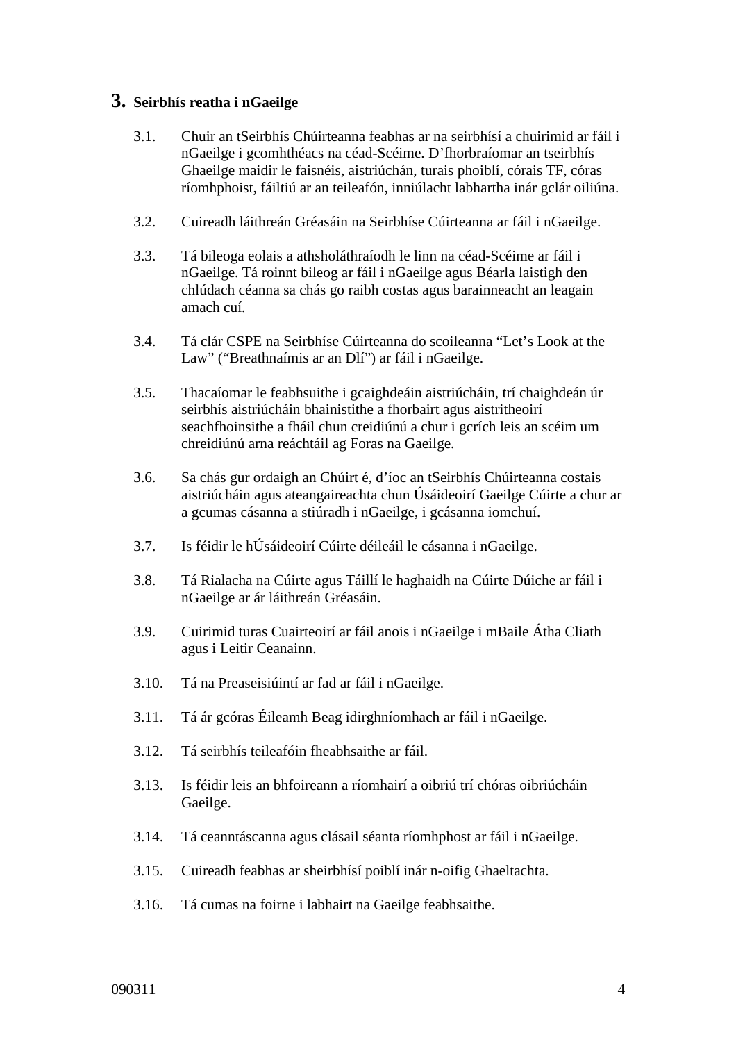## 3. Seirbhís reatha i nGaeilge

3.1. Chuir an tSeirbhís Chúirteanna feabhas ar na seirbhísí a chuirimid ar fáil i nGaeilge i gcomhthéacs na céad-Scéime. D'fhorbraíomar an tseirbhís Ghaeilge maidir le faisnéis, aistriúchán, turais phoiblí, córais TF, córas ríomhphoist, fáiltiú ar an teileafón, inniúlacht labhartha inár gclár oiliúna.

3.2. Cuireadh láithreán Gréasáin na Seirbhíse Cúirteanna ar fáil i nGaeilge.

3.3. Tá bileoga eolais a athsholáthraíodh le linn na céad-Scéime ar fáil i nGaeilge. Tá roinnt bileog ar fáil i nGaeilge agus Béarla laistigh den chlúdach céanna sa chás go raibh costas agus barainneacht an leagain amach cuí.

3.4. Tá clár CSPE na Seirbhíse Cúirteanna do scoileanna "Let's Look at the Law" ("Breathnaímis ar an Dlí") ar fáil i nGaeilge.

3.5. Thacaíomar le feabhsuithe i gcaighdeáin aistriúcháin, trí chaighdeán úr seirbhís aistriúcháin bhainistithe a fhorbairt agus aistritheoirí seachfhoinsithe a fháil chun creidiúnú a chur i gcrích leis an scéim um chreidiúnú arna reáchtáil ag Foras na Gaeilge.

3.6. Sa chás gur ordaigh an Chúirt é, d'íoc an tSeirbhís Chúirteanna costais aistriúcháin agus ateangaireachta chun Úsáideoirí Gaeilge Cúirte a chur ar a gcumas cásanna a stiúradh i nGaeilge, i gcásanna iomchuí.

3.7. Is féidir le hÚsáideoirí Cúirte déileáil le cásanna i nGaeilge.

3.8. Tá Rialacha na Cúirte agus Táillí le haghaidh na Cúirte Dúiche ar fáil i nGaeilge ar ár láithreán Gréasáin.

3.9. Cuirimid turas Cuairteoirí ar fáil anois i nGaeilge i mBaile Átha Cliath agus i Leitir Ceanainn.

3.10. Tá na Preaseisiúintí ar fad ar fáil i nGaeilge.

3.11. Tá ár gcóras Éileamh Beag idirghníomhach ar fáil i nGaeilge.

3.12. Tá seirbhís teileafóin fheabhsaithe ar fáil.

3.13. Is féidir leis an bhfoireann a ríomhairí a oibriú trí chóras oibriúcháin Gaeilge.

3.14. Tá ceanntáscanna agus clásail séanta ríomhphost ar fáil i nGaeilge.

3.15. Cuireadh feabhas ar sheirbhísí poiblí inár n-oifig Ghaeltachta.

3.16. Tá cumas na foirne i labhairt na Gaeilge feabhsaithe.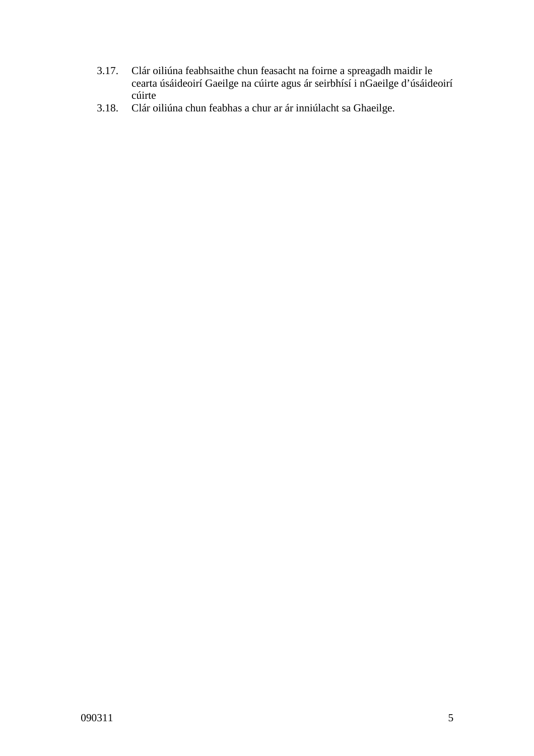3.17. Clár oiliúna feabhsaithe chun feasacht na foirne a spreagadh maidir le cearta úsáideoirí Gaeilge na cúirte agus ár seirbhísí i nGaeilge d'úsáideoirí cúirte

3.18. Clár oiliúna chun feabhas a chur ar ár inniúlacht sa Ghaeilge.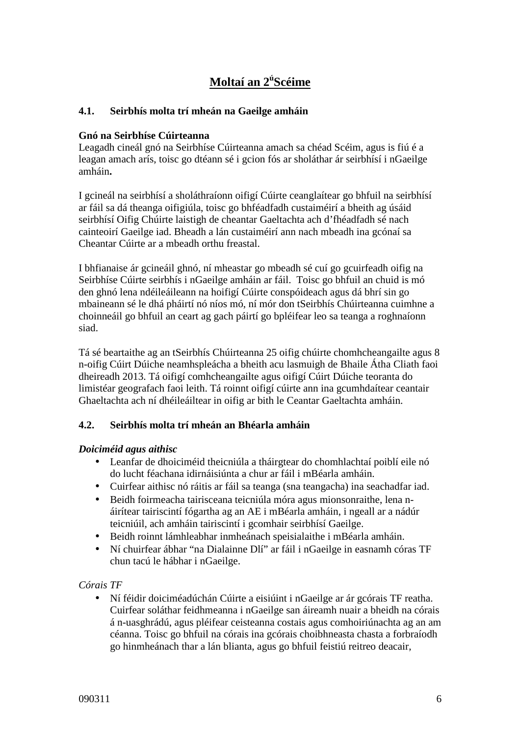# Moltaí an 2ú Scéime

## 4.1. Seirbhís molta trí mheán na Gaeilge amháin

**Gnó na Seirbhíse Cúirteanna**

Leagadh cineál gnó na Seirbhíse Cúirteanna amach sa chéad Scéim, agus is fiú é a leagan amach arís, toisc go dtéann sé i gcion fós ar sholáthar ár seirbhísí i nGaeilge amháin**.**

I gcineál na seirbhísí a sholáthraíonn oifigí Cúirte ceanglaítear go bhfuil na seirbhísí ar fáil sa dá theanga oifigiúla, toisc go bhféadfadh custaiméirí a bheith ag úsáid seirbhísí Oifig Chúirte laistigh de cheantar Gaeltachta ach d'fhéadfadh sé nach cainteoirí Gaeilge iad. Bheadh a lán custaiméirí ann nach mbeadh ina gcónaí sa Cheantar Cúirte ar a mbeadh orthu freastal.

I bhfianaise ár gcineáil ghnó, ní mheastar go mbeadh sé cuí go gcuirfeadh oifig na Seirbhíse Cúirte seirbhís i nGaeilge amháin ar fáil. Toisc go bhfuil an chuid is mó den ghnó lena ndéileáileann na hoifigí Cúirte conspóideach agus dá bhrí sin go mbaineann sé le dhá pháirtí nó níos mó, ní mór don tSeirbhís Chúirteanna cuimhne a choinneáil go bhfuil an ceart ag gach páirtí go bpléifear leo sa teanga a roghnaíonn siad.

Tá sé beartaithe ag an tSeirbhís Chúirteanna 25 oifig chúirte chomhcheangailte agus 8 n-oifig Cúirt Dúiche neamhspleácha a bheith acu lasmuigh de Bhaile Átha Cliath faoi dheireadh 2013. Tá oifigí comhcheangailte agus oifigí Cúirt Dúiche teoranta do limistéar geografach faoi leith. Tá roinnt oifigí cúirte ann ina gcumhdaítear ceantair Ghaeltachta ach ní dhéileáiltear in oifig ar bith le Ceantar Gaeltachta amháin.

## 4.2. Seirbhís molta trí mheán an Bhéarla amháin

***Doiciméid agus aithisc***

- Leanfar de dhoiciméid theicniúla a tháirgtear do chomhlachtaí poiblí eile nó do lucht féachana idirnáisiúnta a chur ar fáil i mBéarla amháin.
- Cuirfear aithisc nó ráitis ar fáil sa teanga (sna teangacha) ina seachadfar iad.
- Beidh foirmeacha tairisceana teicniúla móra agus mionsonraithe, lena n-áirítear tairiscintí fógartha ag an AE i mBéarla amháin, i ngeall ar a nádúr teicniúil, ach amháin tairiscintí i gcomhair seirbhísí Gaeilge.
- Beidh roinnt lámhleabhar inmheánach speisialaithe i mBéarla amháin.
- Ní chuirfear ábhar "na Dialainne Dlí" ar fáil i nGaeilge in easnamh córas TF chun tacú le hábhar i nGaeilge.

*Córais TF*

- Ní féidir doiciméadúchán Cúirte a eisiúint i nGaeilge ar ár gcórais TF reatha. Cuirfear soláthar feidhmeanna i nGaeilge san áireamh nuair a bheidh na córais á n-uasghrádú, agus pléifear ceisteanna costais agus comhoiriúnachta ag an am céanna. Toisc go bhfuil na córais ina gcórais choibhneasta chasta a forbraíodh go hinmheánach thar a lán blianta, agus go bhfuil feistiú reitreo deacair,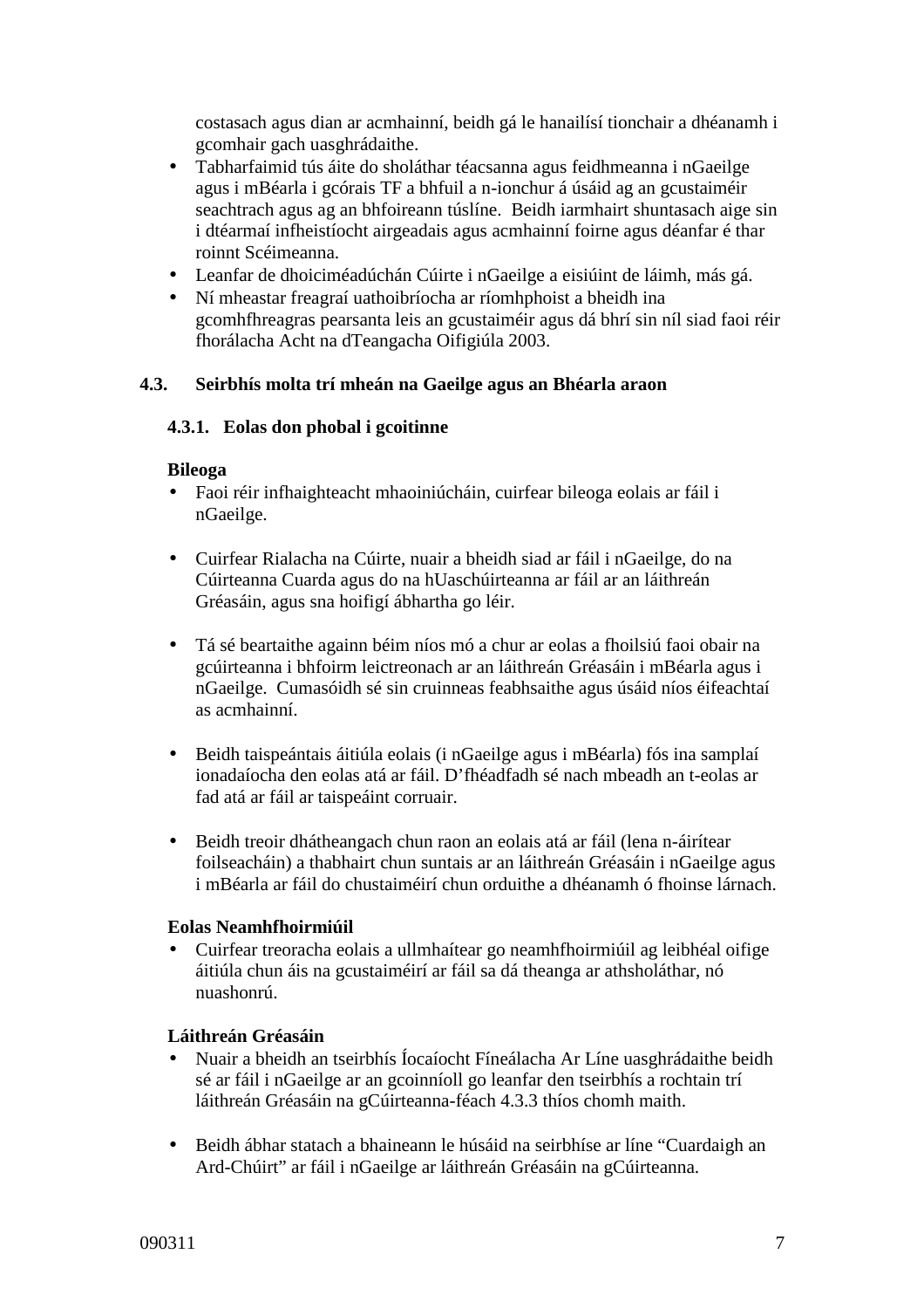costasach agus dian ar acmhainní, beidh gá le hanailísí tionchair a dhéanamh i gcomhair gach uasghrádaithe.

- Tabharfaimid tús áite do sholáthar téacsanna agus feidhmeanna i nGaeilge agus i mBéarla i gcórais TF a bhfuil a n-ionchur á úsáid ag an gcustaiméir seachtrach agus ag an bhfoireann túslíne. Beidh iarmhairt shuntasach aige sin i dtéarmaí infheistíocht airgeadais agus acmhainní foirne agus déanfar é thar roinnt Scéimeanna.
- Leanfar de dhoiciméadúchán Cúirte i nGaeilge a eisiúint de láimh, más gá.
- Ní mheastar freagraí uathoibríocha ar ríomhphoist a bheidh ina gcomhfhreagras pearsanta leis an gcustaiméir agus dá bhrí sin níl siad faoi réir fhorálacha Acht na dTeangacha Oifigiúla 2003.

## 4.3. Seirbhís molta trí mheán na Gaeilge agus an Bhéarla araon

### 4.3.1. Eolas don phobal i gcoitinne

**Bileoga**

- Faoi réir infhaighteacht mhaoiniúcháin, cuirfear bileoga eolais ar fáil i nGaeilge.

- Cuirfear Rialacha na Cúirte, nuair a bheidh siad ar fáil i nGaeilge, do na Cúirteanna Cuarda agus do na hUaschúirteanna ar fáil ar an láithreán Gréasáin, agus sna hoifigí ábhartha go léir.

- Tá sé beartaithe againn béim níos mó a chur ar eolas a fhoilsiú faoi obair na gcúirteanna i bhfoirm leictreonach ar an láithreán Gréasáin i mBéarla agus i nGaeilge. Cumasóidh sé sin cruinneas feabhsaithe agus úsáid níos éifeachtaí as acmhainní.

- Beidh taispeántais áitiúla eolais (i nGaeilge agus i mBéarla) fós ina samplaí ionadaíocha den eolas atá ar fáil. D'fhéadfadh sé nach mbeadh an t-eolas ar fad atá ar fáil ar taispeáint corruair.

- Beidh treoir dhátheangach chun raon an eolais atá ar fáil (lena n-áirítear foilseacháin) a thabhairt chun suntais ar an láithreán Gréasáin i nGaeilge agus i mBéarla ar fáil do chustaiméirí chun orduithe a dhéanamh ó fhoinse lárnach.

**Eolas Neamhfhoirmiúil**

- Cuirfear treoracha eolais a ullmhaítear go neamhfhoirmiúil ag leibhéal oifige áitiúla chun áis na gcustaiméirí ar fáil sa dá theanga ar athsholáthar, nó nuashonrú.

**Láithreán Gréasáin**

- Nuair a bheidh an tseirbhís Íocaíocht Fíneálacha Ar Líne uasghrádaithe beidh sé ar fáil i nGaeilge ar an gcoinníoll go leanfar den tseirbhís a rochtain trí láithreán Gréasáin na gCúirteanna-féach 4.3.3 thíos chomh maith.

- Beidh ábhar statach a bhaineann le húsáid na seirbhíse ar líne "Cuardaigh an Ard-Chúirt" ar fáil i nGaeilge ar láithreán Gréasáin na gCúirteanna.

090311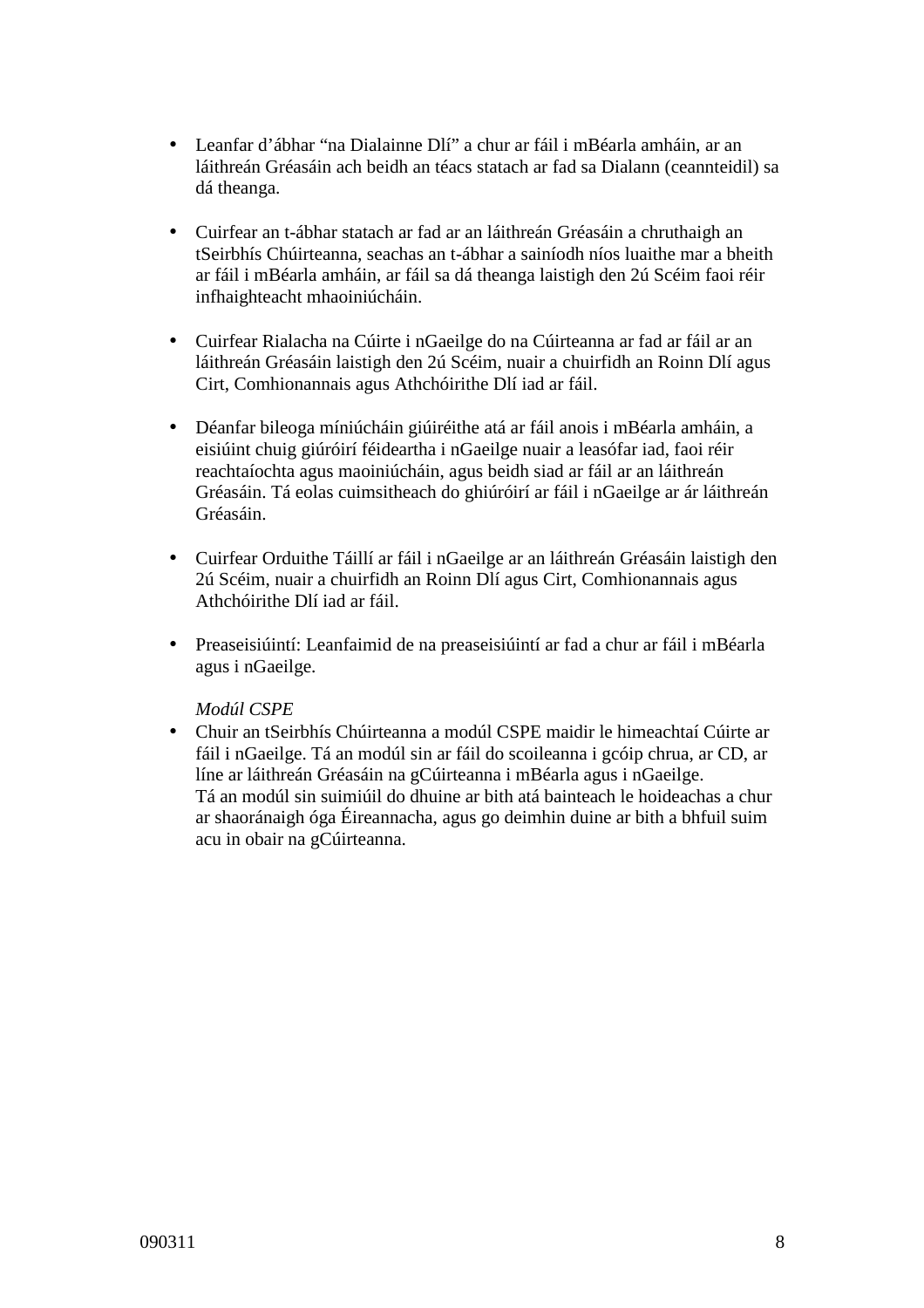- Leanfar d’ábhar “na Dialainne Dlí” a chur ar fáil i mBéarla amháin, ar an láithreán Gréasáin ach beidh an téacs statach ar fad sa Dialann (ceannteidil) sa dá theanga.

- Cuirfear an t-ábhar statach ar fad ar an láithreán Gréasáin a chruthaigh an tSeirbhís Chúirteanna, seachas an t-ábhar a sainíodh níos luaithe mar a bheith ar fáil i mBéarla amháin, ar fáil sa dá theanga laistigh den 2ú Scéim faoi réir infhaighteacht mhaoiniúcháin.

- Cuirfear Rialacha na Cúirte i nGaeilge do na Cúirteanna ar fad ar fáil ar an láithreán Gréasáin laistigh den 2ú Scéim, nuair a chuirfidh an Roinn Dlí agus Cirt, Comhionannais agus Athchóirithe Dlí iad ar fáil.

- Déanfar bileoga míniúcháin giúiréithe atá ar fáil anois i mBéarla amháin, a eisiúint chuig giúróirí féideartha i nGaeilge nuair a leasófar iad, faoi réir reachtaíochta agus maoiniúcháin, agus beidh siad ar fáil ar an láithreán Gréasáin. Tá eolas cuimsitheach do ghiúróirí ar fáil i nGaeilge ar ár láithreán Gréasáin.

- Cuirfear Orduithe Táillí ar fáil i nGaeilge ar an láithreán Gréasáin laistigh den 2ú Scéim, nuair a chuirfidh an Roinn Dlí agus Cirt, Comhionannais agus Athchóirithe Dlí iad ar fáil.

- Preaseisiúintí: Leanfaimid de na preaseisiúintí ar fad a chur ar fáil i mBéarla agus i nGaeilge.

*Modúl CSPE*

- Chuir an tSeirbhís Chúirteanna a modúl CSPE maidir le himeachtaí Cúirte ar fáil i nGaeilge. Tá an modúl sin ar fáil do scoileanna i gcóip chrua, ar CD, ar líne ar láithreán Gréasáin na gCúirteanna i mBéarla agus i nGaeilge.
  Tá an modúl sin suimiúil do dhuine ar bith atá bainteach le hoideachas a chur ar shaoránaigh óga Éireannacha, agus go deimhin duine ar bith a bhfuil suim acu in obair na gCúirteanna.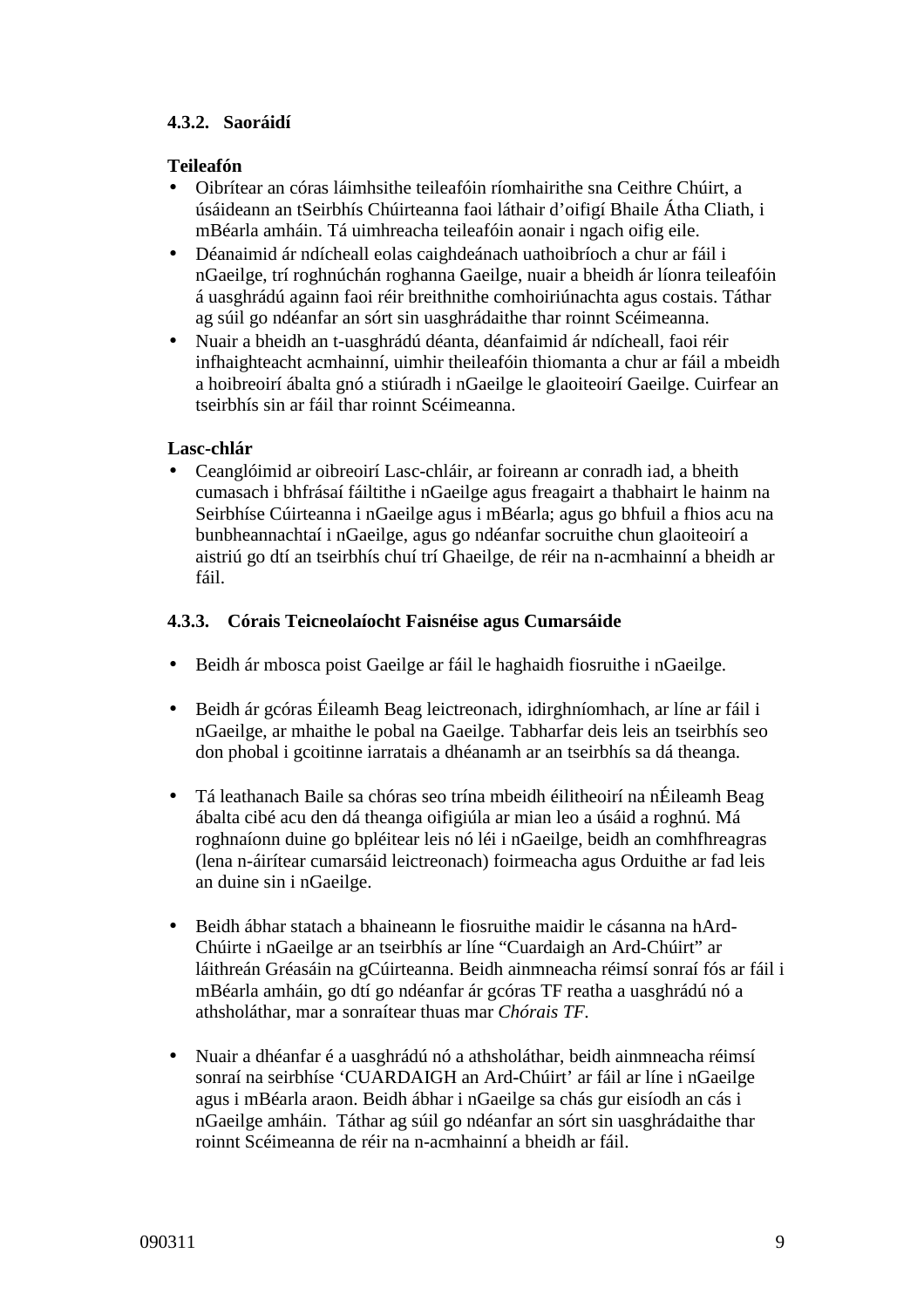### 4.3.2. Saoráidí

**Teileafón**

- Oibrítear an córas láimhsithe teileafóin ríomhairithe sna Ceithre Chúirt, a úsáideann an tSeirbhís Chúirteanna faoi láthair d'oifigí Bhaile Átha Cliath, i mBéarla amháin. Tá uimhreacha teileafóin aonair i ngach oifig eile.
- Déanaimid ár ndícheall eolas caighdeánach uathoibríoch a chur ar fáil i nGaeilge, trí roghnúchán roghanna Gaeilge, nuair a bheidh ár líonra teileafóin á uasghrádú againn faoi réir breithnithe comhoiriúnachta agus costais. Táthar ag súil go ndéanfar an sórt sin uasghrádaithe thar roinnt Scéimeanna.
- Nuair a bheidh an t-uasghrádú déanta, déanfaimid ár ndícheall, faoi réir infhaighteacht acmhainní, uimhir theileafóin thiomanta a chur ar fáil a mbeidh a hoibreoirí ábalta gnó a stiúradh i nGaeilge le glaoiteoirí Gaeilge. Cuirfear an tseirbhís sin ar fáil thar roinnt Scéimeanna.

**Lasc-chlár**

- Ceanglóimid ar oibreoirí Lasc-chláir, ar foireann ar conradh iad, a bheith cumasach i bhfrásaí fáiltithe i nGaeilge agus freagairt a thabhairt le hainm na Seirbhíse Cúirteanna i nGaeilge agus i mBéarla; agus go bhfuil a fhios acu na bunbheannachtaí i nGaeilge, agus go ndéanfar socruithe chun glaoiteoirí a aistriú go dtí an tseirbhís chuí trí Ghaeilge, de réir na n-acmhainní a bheidh ar fáil.

### 4.3.3. Córais Teicneolaíocht Faisnéise agus Cumarsáide

- Beidh ár mbosca poist Gaeilge ar fáil le haghaidh fiosruithe i nGaeilge.

- Beidh ár gcóras Éileamh Beag leictreonach, idirghníomhach, ar líne ar fáil i nGaeilge, ar mhaithe le pobal na Gaeilge. Tabharfar deis leis an tseirbhís seo don phobal i gcoitinne iarratais a dhéanamh ar an tseirbhís sa dá theanga.

- Tá leathanach Baile sa chóras seo trína mbeidh éilitheoirí na nÉileamh Beag ábalta cibé acu den dá theanga oifigiúla ar mian leo a úsáid a roghnú. Má roghnaíonn duine go bpléitear leis nó léi i nGaeilge, beidh an comhfhreagras (lena n-áirítear cumarsáid leictreonach) foirmeacha agus Orduithe ar fad leis an duine sin i nGaeilge.

- Beidh ábhar statach a bhaineann le fiosruithe maidir le cásanna na hArd-Chúirte i nGaeilge ar an tseirbhís ar líne "Cuardaigh an Ard-Chúirt" ar láithreán Gréasáin na gCúirteanna. Beidh ainmneacha réimsí sonraí fós ar fáil i mBéarla amháin, go dtí go ndéanfar ár gcóras TF reatha a uasghrádú nó a athsholáthar, mar a sonraítear thuas mar *Chórais TF*.

- Nuair a dhéanfar é a uasghrádú nó a athsholáthar, beidh ainmneacha réimsí sonraí na seirbhíse 'CUARDAIGH an Ard-Chúirt' ar fáil ar líne i nGaeilge agus i mBéarla araon. Beidh ábhar i nGaeilge sa chás gur eisíodh an cás i nGaeilge amháin. Táthar ag súil go ndéanfar an sórt sin uasghrádaithe thar roinnt Scéimeanna de réir na n-acmhainní a bheidh ar fáil.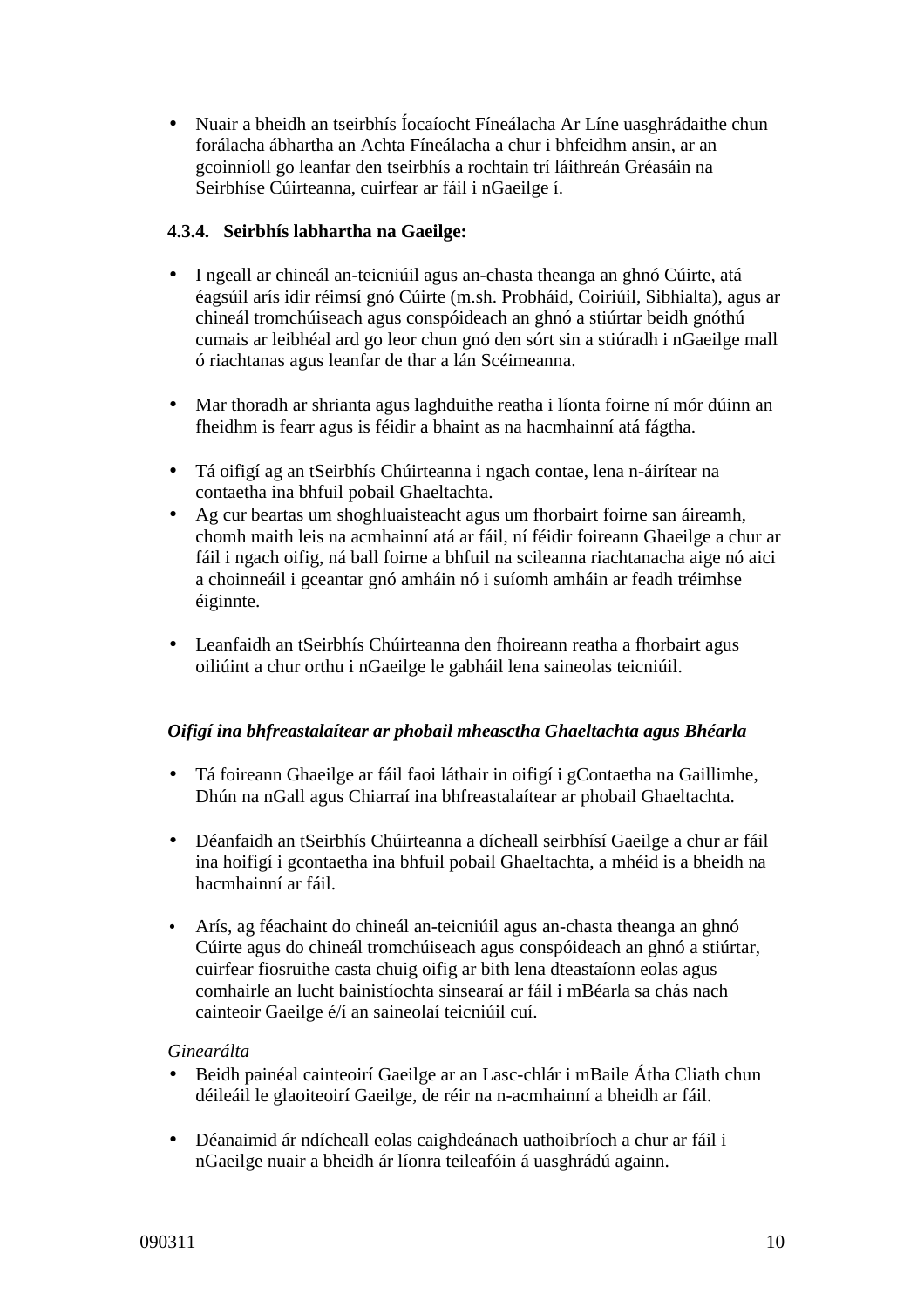- Nuair a bheidh an tseirbhís Íocaíocht Fíneálacha Ar Líne uasghrádaithe chun forálacha ábhartha an Achta Fíneálacha a chur i bhfeidhm ansin, ar an gcoinníoll go leanfar den tseirbhís a rochtain trí láithreán Gréasáin na Seirbhíse Cúirteanna, cuirfear ar fáil i nGaeilge í.

#### 4.3.4. Seirbhís labhartha na Gaeilge:

- I ngeall ar chineál an-teicniúil agus an-chasta theanga an ghnó Cúirte, atá éagsúil arís idir réimsí gnó Cúirte (m.sh. Probháid, Coiriúil, Sibhialta), agus ar chineál tromchúiseach agus conspóideach an ghnó a stiúrtar beidh gnóthú cumais ar leibhéal ard go leor chun gnó den sórt sin a stiúradh i nGaeilge mall ó riachtanas agus leanfar de thar a lán Scéimeanna.

- Mar thoradh ar shrianta agus laghduithe reatha i líonta foirne ní mór dúinn an fheidhm is fearr agus is féidir a bhaint as na hacmhainní atá fágtha.

- Tá oifigí ag an tSeirbhís Chúirteanna i ngach contae, lena n-áirítear na contaetha ina bhfuil pobail Ghaeltachta.
- Ag cur beartas um shoghluaisteacht agus um fhorbairt foirne san áireamh, chomh maith leis na acmhainní atá ar fáil, ní féidir foireann Ghaeilge a chur ar fáil i ngach oifig, ná ball foirne a bhfuil na scileanna riachtanacha aige nó aici a choinneáil i gceantar gnó amháin nó i suíomh amháin ar feadh tréimhse éiginnte.

- Leanfaidh an tSeirbhís Chúirteanna den fhoireann reatha a fhorbairt agus oiliúint a chur orthu i nGaeilge le gabháil lena saineolas teicniúil.

***Oifigí ina bhfreastalaítear ar phobail mheasctha Ghaeltachta agus Bhéarla***

- Tá foireann Ghaeilge ar fáil faoi láthair in oifigí i gContaetha na Gaillimhe, Dhún na nGall agus Chiarraí ina bhfreastalaítear ar phobail Ghaeltachta.

- Déanfaidh an tSeirbhís Chúirteanna a dícheall seirbhísí Gaeilge a chur ar fáil ina hoifigí i gcontaetha ina bhfuil pobail Ghaeltachta, a mhéid is a bheidh na hacmhainní ar fáil.

- Arís, ag féachaint do chineál an-teicniúil agus an-chasta theanga an ghnó Cúirte agus do chineál tromchúiseach agus conspóideach an ghnó a stiúrtar, cuirfear fiosruithe casta chuig oifig ar bith lena dteastaíonn eolas agus comhairle an lucht bainistíochta sinsearaí ar fáil i mBéarla sa chás nach cainteoir Gaeilge é/í an saineolaí teicniúil cuí.

*Ginearálta*

- Beidh painéal cainteoirí Gaeilge ar an Lasc-chlár i mBaile Átha Cliath chun déileáil le glaoiteoirí Gaeilge, de réir na n-acmhainní a bheidh ar fáil.

- Déanaimid ár ndícheall eolas caighdeánach uathoibríoch a chur ar fáil i nGaeilge nuair a bheidh ár líonra teileafóin á uasghrádú againn.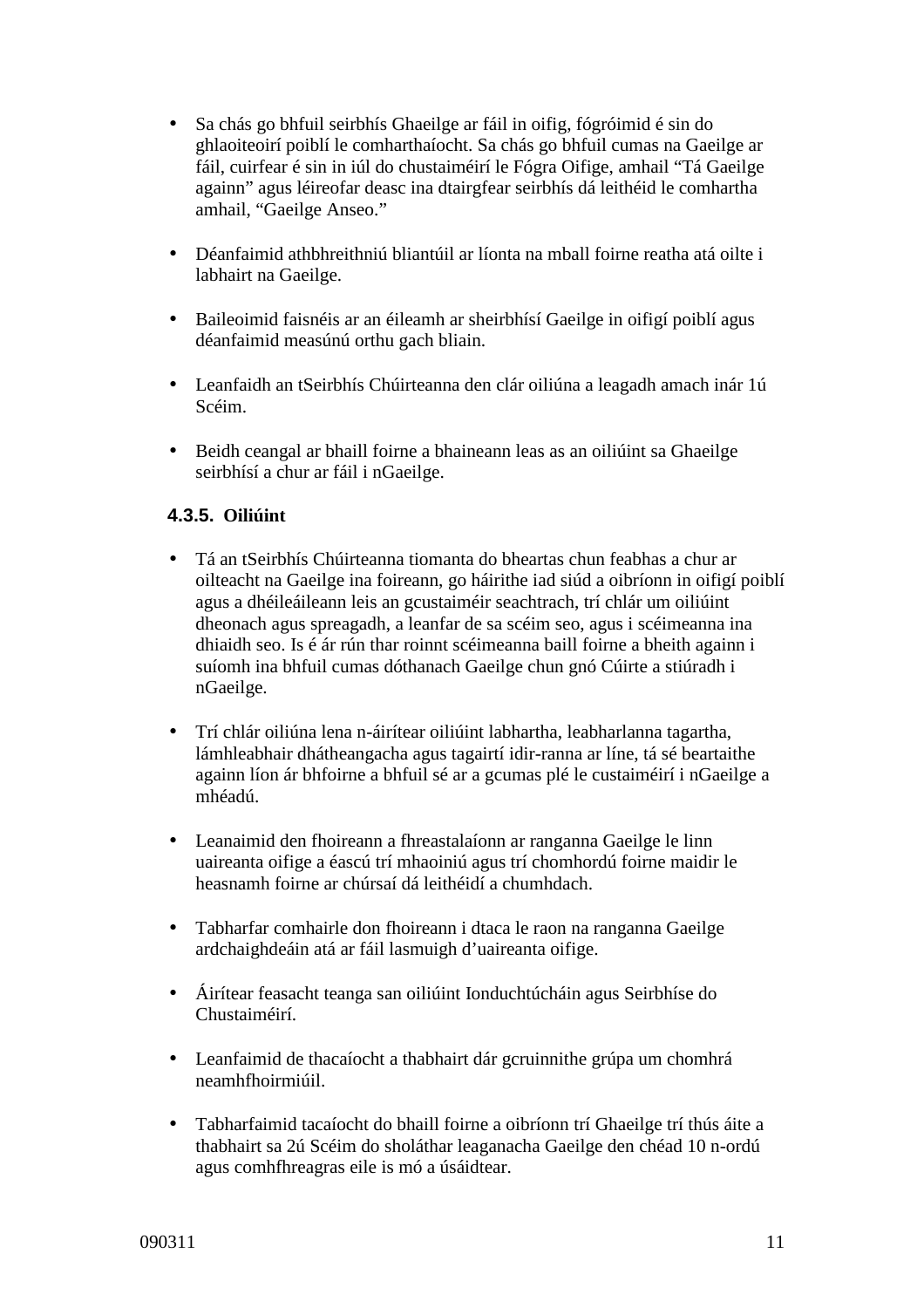- Sa chás go bhfuil seirbhís Ghaeilge ar fáil in oifig, fógróimid é sin do ghlaoiteoirí poiblí le comharthaíocht. Sa chás go bhfuil cumas na Gaeilge ar fáil, cuirfear é sin in iúl do chustaiméirí le Fógra Oifige, amhail "Tá Gaeilge againn" agus léireofar deasc ina dtairgfear seirbhís dá leithéid le comhartha amhail, "Gaeilge Anseo."

- Déanfaimid athbhreithniú bliantúil ar líonta na mball foirne reatha atá oilte i labhairt na Gaeilge.

- Baileoimid faisnéis ar an éileamh ar sheirbhísí Gaeilge in oifigí poiblí agus déanfaimid measúnú orthu gach bliain.

- Leanfaidh an tSeirbhís Chúirteanna den clár oiliúna a leagadh amach inár 1ú Scéim.

- Beidh ceangal ar bhaill foirne a bhaineann leas as an oiliúint sa Ghaeilge seirbhísí a chur ar fáil i nGaeilge.

#### 4.3.5. Oiliúint

- Tá an tSeirbhís Chúirteanna tiomanta do bheartas chun feabhas a chur ar oilteacht na Gaeilge ina foireann, go háirithe iad siúd a oibríonn in oifigí poiblí agus a dhéileáileann leis an gcustaiméir seachtrach, trí chlár um oiliúint dheonach agus spreagadh, a leanfar de sa scéim seo, agus i scéimeanna ina dhiaidh seo. Is é ár rún thar roinnt scéimeanna baill foirne a bheith againn i suíomh ina bhfuil cumas dóthanach Gaeilge chun gnó Cúirte a stiúradh i nGaeilge.

- Trí chlár oiliúna lena n-áirítear oiliúint labhartha, leabharlanna tagartha, lámhleabhair dhátheangacha agus tagairtí idir-ranna ar líne, tá sé beartaithe againn líon ár bhfoirne a bhfuil sé ar a gcumas plé le custaiméirí i nGaeilge a mhéadú.

- Leanaimid den fhoireann a fhreastalaíonn ar ranganna Gaeilge le linn uaireanta oifige a éascú trí mhaoiniú agus trí chomhordú foirne maidir le heasnamh foirne ar chúrsaí dá leithéidí a chumhdach.

- Tabharfar comhairle don fhoireann i dtaca le raon na ranganna Gaeilge ardchaighdeáin atá ar fáil lasmuigh d'uaireanta oifige.

- Áirítear feasacht teanga san oiliúint Ionduchtúcháin agus Seirbhíse do Chustaiméirí.

- Leanfaimid de thacaíocht a thabhairt dár gcruinnithe grúpa um chomhrá neamhfhoirmiúil.

- Tabharfaimid tacaíocht do bhaill foirne a oibríonn trí Ghaeilge trí thús áite a thabhairt sa 2ú Scéim do sholáthar leaganacha Gaeilge den chéad 10 n-ordú agus comhfhreagras eile is mó a úsáidtear.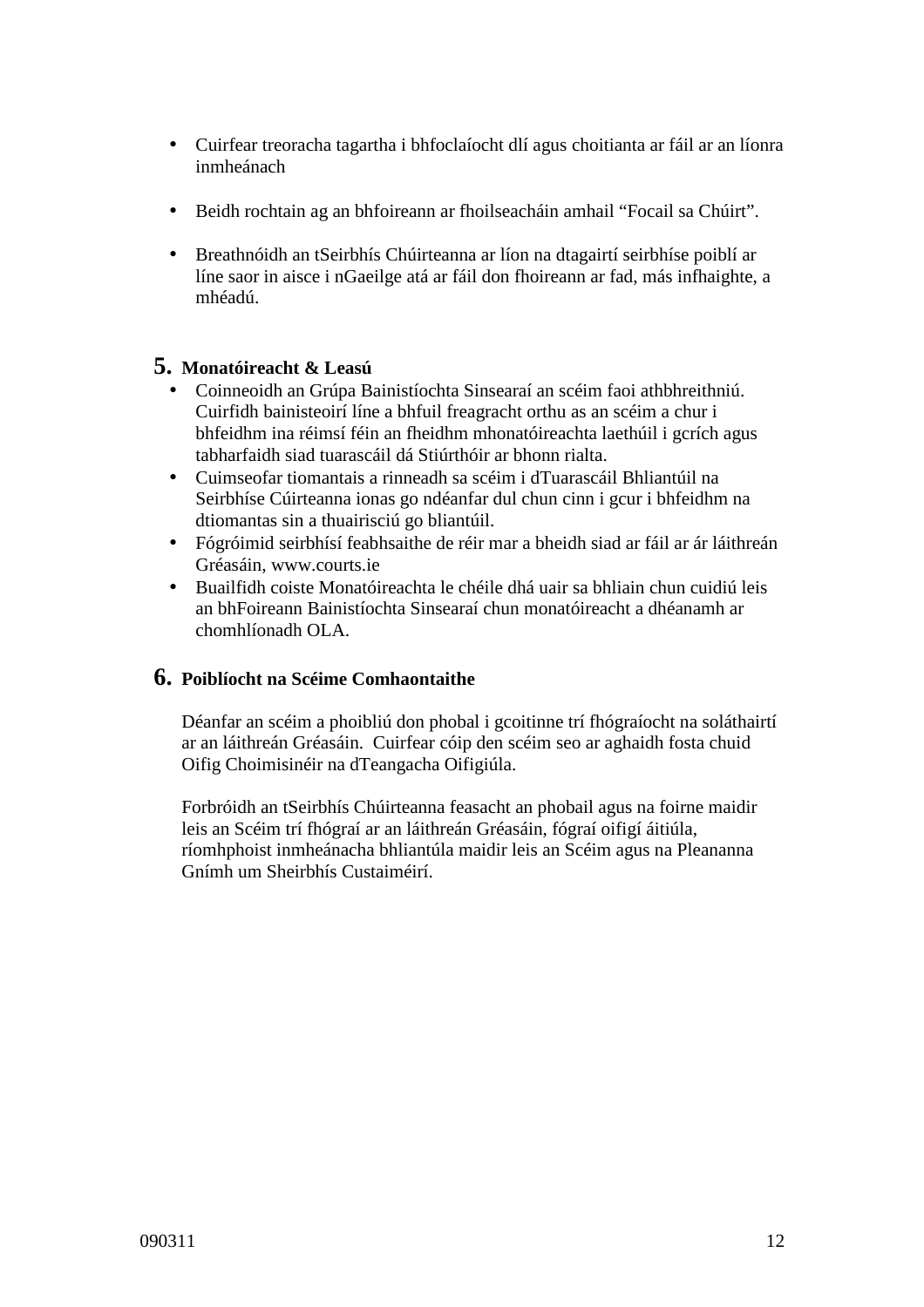- Cuirfear treoracha tagartha i bhfoclaíocht dlí agus choitianta ar fáil ar an líonra inmheánach

- Beidh rochtain ag an bhfoireann ar fhoilseacháin amhail "Focail sa Chúirt".

- Breathnóidh an tSeirbhís Chúirteanna ar líon na dtagairtí seirbhíse poiblí ar líne saor in aisce i nGaeilge atá ar fáil don fhoireann ar fad, más infhaighte, a mhéadú.

## 5. Monatóireacht & Leasú

- Coinneoidh an Grúpa Bainistíochta Sinsearaí an scéim faoi athbhreithniú. Cuirfidh bainisteoirí líne a bhfuil freagracht orthu as an scéim a chur i bhfeidhm ina réimsí féin an fheidhm mhonatóireachta laethúil i gcrích agus tabharfaidh siad tuarascáil dá Stiúrthóir ar bhonn rialta.
- Cuimseofar tiomantais a rinneadh sa scéim i dTuarascáil Bhliantúil na Seirbhíse Cúirteanna ionas go ndéanfar dul chun cinn i gcur i bhfeidhm na dtiomantas sin a thuairisciú go bliantúil.
- Fógróimid seirbhísí feabhsaithe de réir mar a bheidh siad ar fáil ar ár láithreán Gréasáin, www.courts.ie
- Buailfidh coiste Monatóireachta le chéile dhá uair sa bhliain chun cuidiú leis an bhFoireann Bainistíochta Sinsearaí chun monatóireacht a dhéanamh ar chomhlíonadh OLA.

## 6. Poiblíocht na Scéime Comhaontaithe

Déanfar an scéim a phoibliú don phobal i gcoitinne trí fhógraíocht na soláthairtí ar an láithreán Gréasáin. Cuirfear cóip den scéim seo ar aghaidh fosta chuid Oifig Choimisinéir na dTeangacha Oifigiúla.

Forbróidh an tSeirbhís Chúirteanna feasacht an phobail agus na foirne maidir leis an Scéim trí fhógraí ar an láithreán Gréasáin, fógraí oifigí áitiúla, ríomhphoist inmheánacha bhliantúla maidir leis an Scéim agus na Pleananna Gnímh um Sheirbhís Custaiméirí.